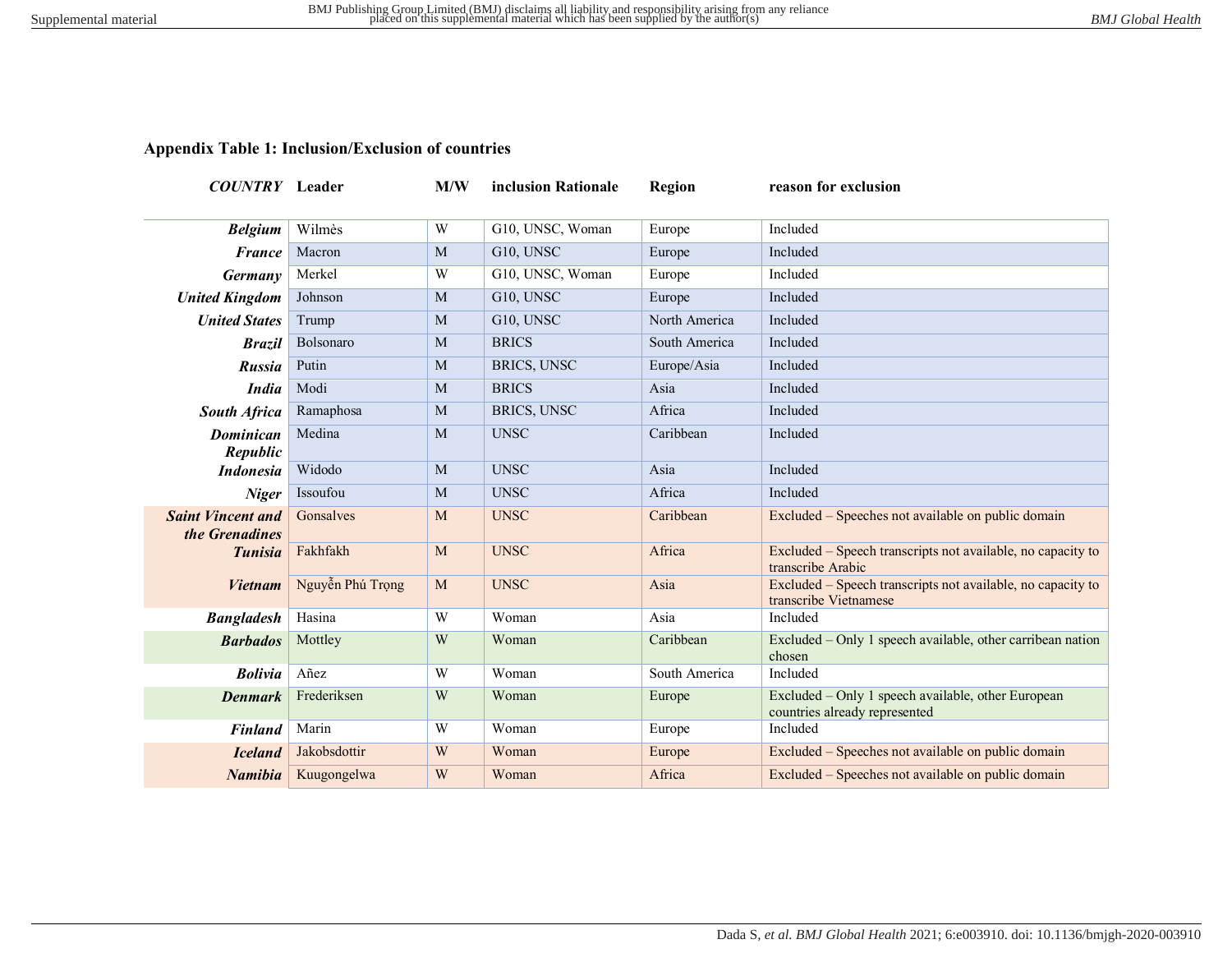**Appendix Table 1: Inclusion/Exclusion of countries**

| *COUNTRY* | Leader | M/W | inclusion Rationale | Region | reason for exclusion |
|---|---|---|---|---|---|
| ***Belgium*** | Wilmès | W | G10, UNSC, Woman | Europe | Included |
| ***France*** | Macron | M | G10, UNSC | Europe | Included |
| ***Germany*** | Merkel | W | G10, UNSC, Woman | Europe | Included |
| ***United Kingdom*** | Johnson | M | G10, UNSC | Europe | Included |
| ***United States*** | Trump | M | G10, UNSC | North America | Included |
| ***Brazil*** | Bolsonaro | M | BRICS | South America | Included |
| ***Russia*** | Putin | M | BRICS, UNSC | Europe/Asia | Included |
| ***India*** | Modi | M | BRICS | Asia | Included |
| ***South Africa*** | Ramaphosa | M | BRICS, UNSC | Africa | Included |
| ***Dominican Republic*** | Medina | M | UNSC | Caribbean | Included |
| ***Indonesia*** | Widodo | M | UNSC | Asia | Included |
| ***Niger*** | Issoufou | M | UNSC | Africa | Included |
| ***Saint Vincent and the Grenadines*** | Gonsalves | M | UNSC | Caribbean | Excluded – Speeches not available on public domain |
| ***Tunisia*** | Fakhfakh | M | UNSC | Africa | Excluded – Speech transcripts not available, no capacity to transcribe Arabic |
| ***Vietnam*** | Nguyễn Phú Trọng | M | UNSC | Asia | Excluded – Speech transcripts not available, no capacity to transcribe Vietnamese |
| ***Bangladesh*** | Hasina | W | Woman | Asia | Included |
| ***Barbados*** | Mottley | W | Woman | Caribbean | Excluded – Only 1 speech available, other carribean nation chosen |
| ***Bolivia*** | Añez | W | Woman | South America | Included |
| ***Denmark*** | Frederiksen | W | Woman | Europe | Excluded – Only 1 speech available, other European countries already represented |
| ***Finland*** | Marin | W | Woman | Europe | Included |
| ***Iceland*** | Jakobsdottir | W | Woman | Europe | Excluded – Speeches not available on public domain |
| ***Namibia*** | Kuugongelwa | W | Woman | Africa | Excluded – Speeches not available on public domain |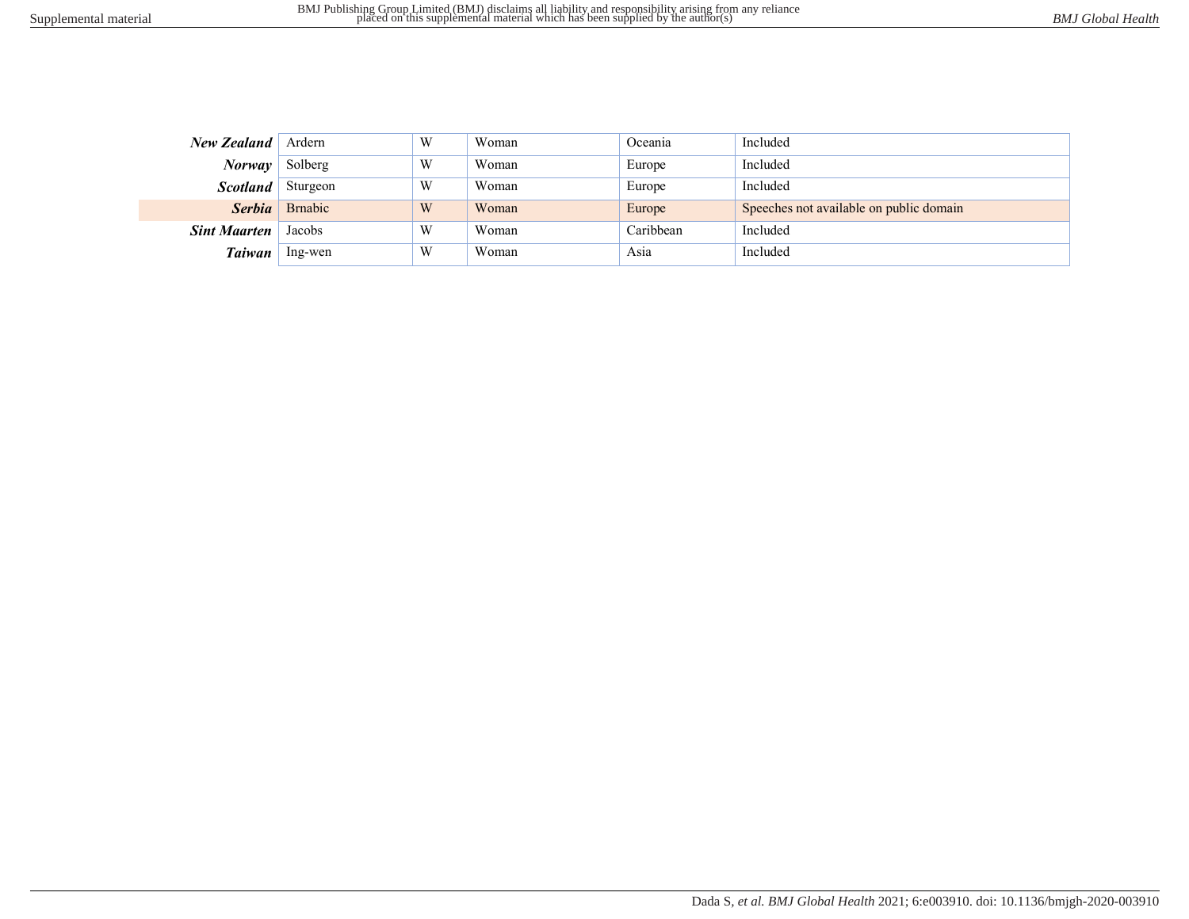| | | | | | |
|---|---|---|---|---|---|
| ***New Zealand*** | Ardern | W | Woman | Oceania | Included |
| ***Norway*** | Solberg | W | Woman | Europe | Included |
| ***Scotland*** | Sturgeon | W | Woman | Europe | Included |
| ***Serbia*** | Brnabic | W | Woman | Europe | Speeches not available on public domain |
| ***Sint Maarten*** | Jacobs | W | Woman | Caribbean | Included |
| ***Taiwan*** | Ing-wen | W | Woman | Asia | Included |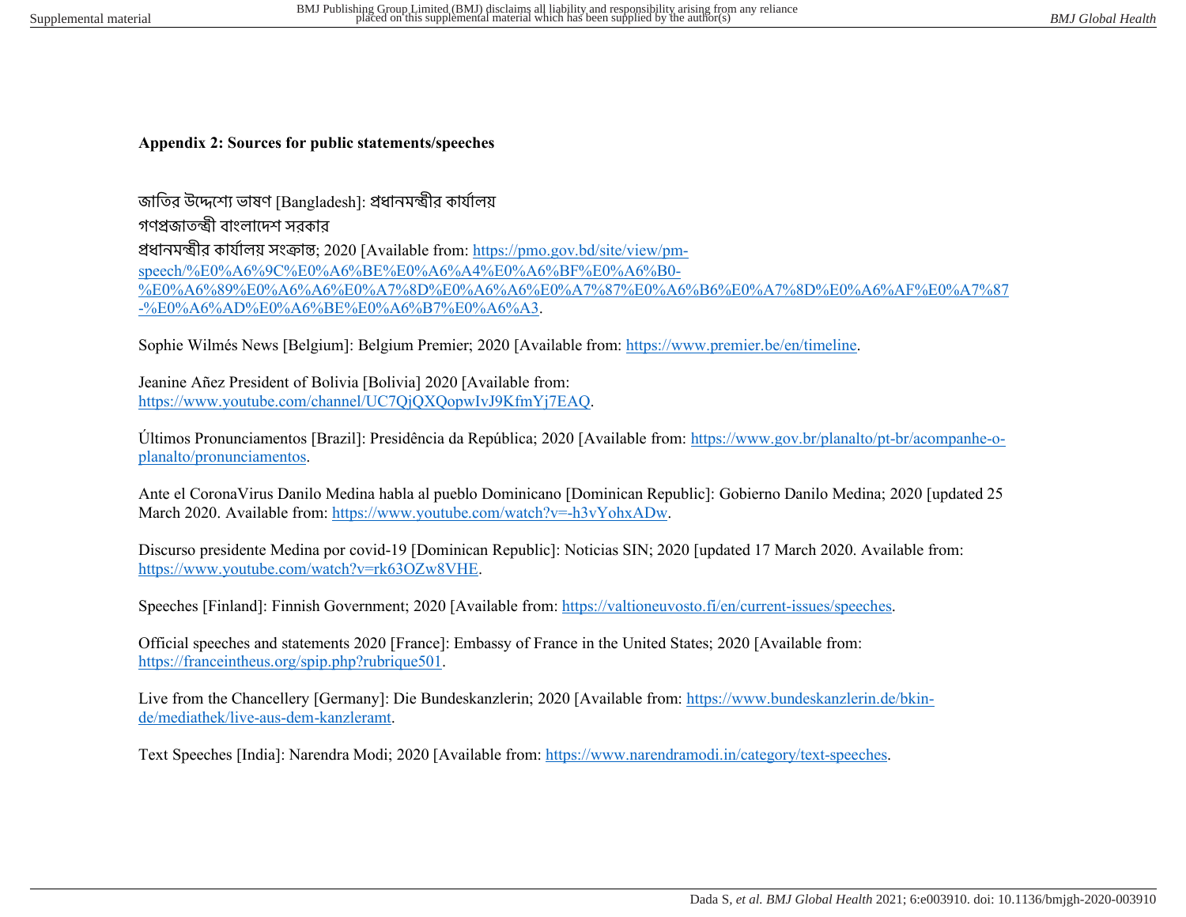**Appendix 2: Sources for public statements/speeches**

জাতির উদ্দেশ্যে ভাষণ [Bangladesh]: প্রধানমন্ত্রীর কার্যালয়
গণপ্রজাতন্ত্রী বাংলাদেশ সরকার
প্রধানমন্ত্রীর কার্যালয় সংক্রান্ত; 2020 [Available from: https://pmo.gov.bd/site/view/pm-speech/%E0%A6%9C%E0%A6%BE%E0%A6%A4%E0%A6%BF%E0%A6%B0-%E0%A6%89%E0%A6%A6%E0%A7%8D%E0%A6%A6%E0%A7%87%E0%A6%B6%E0%A7%8D%E0%A6%AF%E0%A7%87-%E0%A6%AD%E0%A6%BE%E0%A6%B7%E0%A6%A3.

Sophie Wilmés News [Belgium]: Belgium Premier; 2020 [Available from: https://www.premier.be/en/timeline.

Jeanine Añez President of Bolivia [Bolivia] 2020 [Available from: https://www.youtube.com/channel/UC7QjQXQopwIvJ9KfmYj7EAQ.

Últimos Pronunciamentos [Brazil]: Presidência da República; 2020 [Available from: https://www.gov.br/planalto/pt-br/acompanhe-o-planalto/pronunciamentos.

Ante el CoronaVirus Danilo Medina habla al pueblo Dominicano [Dominican Republic]: Gobierno Danilo Medina; 2020 [updated 25 March 2020. Available from: https://www.youtube.com/watch?v=-h3vYohxADw.

Discurso presidente Medina por covid-19 [Dominican Republic]: Noticias SIN; 2020 [updated 17 March 2020. Available from: https://www.youtube.com/watch?v=rk63OZw8VHE.

Speeches [Finland]: Finnish Government; 2020 [Available from: https://valtioneuvosto.fi/en/current-issues/speeches.

Official speeches and statements 2020 [France]: Embassy of France in the United States; 2020 [Available from: https://franceintheus.org/spip.php?rubrique501.

Live from the Chancellery [Germany]: Die Bundeskanzlerin; 2020 [Available from: https://www.bundeskanzlerin.de/bkin-de/mediathek/live-aus-dem-kanzleramt.

Text Speeches [India]: Narendra Modi; 2020 [Available from: https://www.narendramodi.in/category/text-speeches.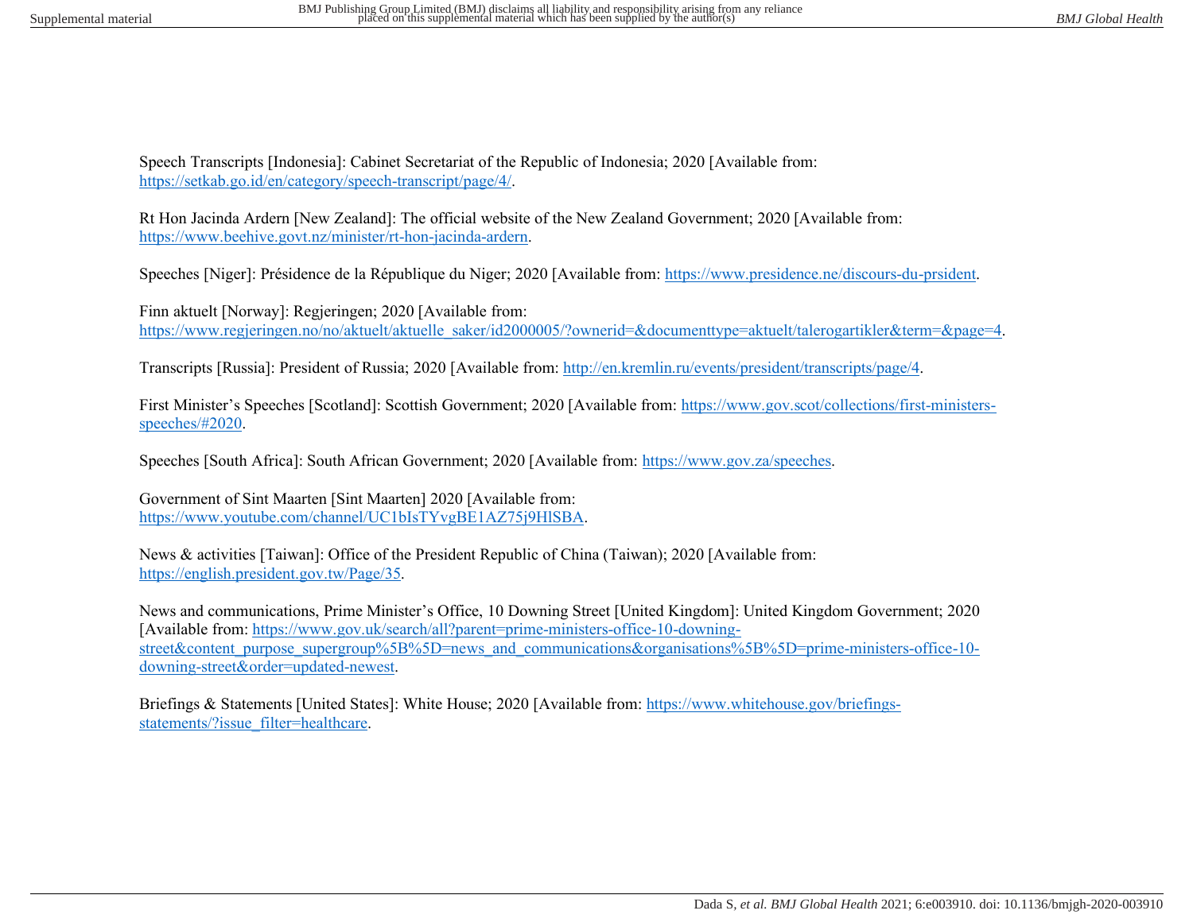Speech Transcripts [Indonesia]: Cabinet Secretariat of the Republic of Indonesia; 2020 [Available from: https://setkab.go.id/en/category/speech-transcript/page/4/.

Rt Hon Jacinda Ardern [New Zealand]: The official website of the New Zealand Government; 2020 [Available from: https://www.beehive.govt.nz/minister/rt-hon-jacinda-ardern.

Speeches [Niger]: Présidence de la République du Niger; 2020 [Available from: https://www.presidence.ne/discours-du-prsident.

Finn aktuelt [Norway]: Regjeringen; 2020 [Available from: https://www.regjeringen.no/no/aktuelt/aktuelle_saker/id2000005/?ownerid=&documenttype=aktuelt/talerogartikler&term=&page=4.

Transcripts [Russia]: President of Russia; 2020 [Available from: http://en.kremlin.ru/events/president/transcripts/page/4.

First Minister's Speeches [Scotland]: Scottish Government; 2020 [Available from: https://www.gov.scot/collections/first-ministers-speeches/#2020.

Speeches [South Africa]: South African Government; 2020 [Available from: https://www.gov.za/speeches.

Government of Sint Maarten [Sint Maarten] 2020 [Available from: https://www.youtube.com/channel/UC1bIsTYvgBE1AZ75j9HlSBA.

News & activities [Taiwan]: Office of the President Republic of China (Taiwan); 2020 [Available from: https://english.president.gov.tw/Page/35.

News and communications, Prime Minister's Office, 10 Downing Street [United Kingdom]: United Kingdom Government; 2020 [Available from: https://www.gov.uk/search/all?parent=prime-ministers-office-10-downing-street&content_purpose_supergroup%5B%5D=news_and_communications&organisations%5B%5D=prime-ministers-office-10-downing-street&order=updated-newest.

Briefings & Statements [United States]: White House; 2020 [Available from: https://www.whitehouse.gov/briefings-statements/?issue_filter=healthcare.